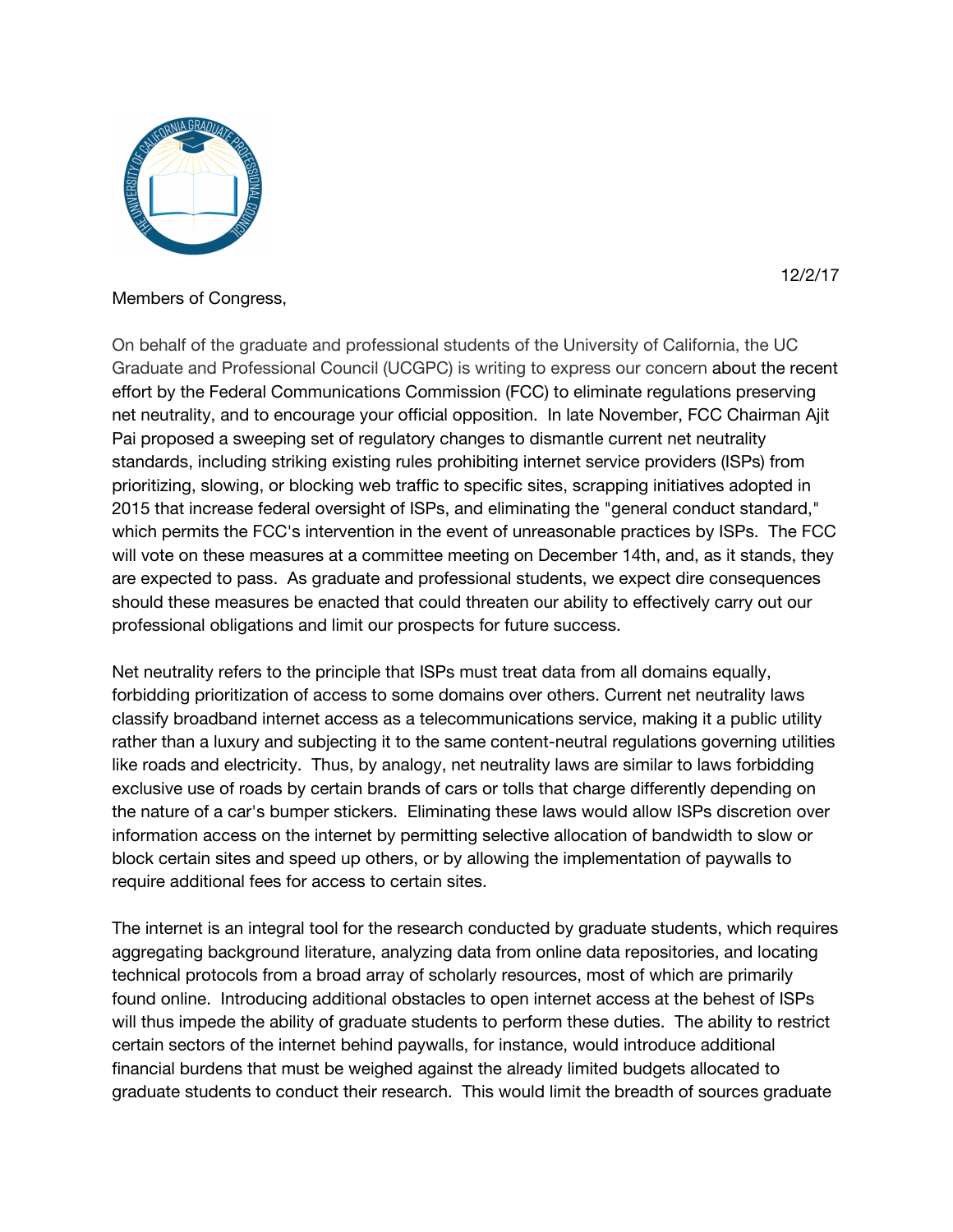12/2/17

Members of Congress,

On behalf of the graduate and professional students of the University of California, the UC Graduate and Professional Council (UCGPC) is writing to express our concern about the recent effort by the Federal Communications Commission (FCC) to eliminate regulations preserving net neutrality, and to encourage your official opposition. In late November, FCC Chairman Ajit Pai proposed a sweeping set of regulatory changes to dismantle current net neutrality standards, including striking existing rules prohibiting internet service providers (ISPs) from prioritizing, slowing, or blocking web traffic to specific sites, scrapping initiatives adopted in 2015 that increase federal oversight of ISPs, and eliminating the "general conduct standard," which permits the FCC's intervention in the event of unreasonable practices by ISPs. The FCC will vote on these measures at a committee meeting on December 14th, and, as it stands, they are expected to pass. As graduate and professional students, we expect dire consequences should these measures be enacted that could threaten our ability to effectively carry out our professional obligations and limit our prospects for future success.

Net neutrality refers to the principle that ISPs must treat data from all domains equally, forbidding prioritization of access to some domains over others. Current net neutrality laws classify broadband internet access as a telecommunications service, making it a public utility rather than a luxury and subjecting it to the same content-neutral regulations governing utilities like roads and electricity. Thus, by analogy, net neutrality laws are similar to laws forbidding exclusive use of roads by certain brands of cars or tolls that charge differently depending on the nature of a car's bumper stickers. Eliminating these laws would allow ISPs discretion over information access on the internet by permitting selective allocation of bandwidth to slow or block certain sites and speed up others, or by allowing the implementation of paywalls to require additional fees for access to certain sites.

The internet is an integral tool for the research conducted by graduate students, which requires aggregating background literature, analyzing data from online data repositories, and locating technical protocols from a broad array of scholarly resources, most of which are primarily found online. Introducing additional obstacles to open internet access at the behest of ISPs will thus impede the ability of graduate students to perform these duties. The ability to restrict certain sectors of the internet behind paywalls, for instance, would introduce additional financial burdens that must be weighed against the already limited budgets allocated to graduate students to conduct their research. This would limit the breadth of sources graduate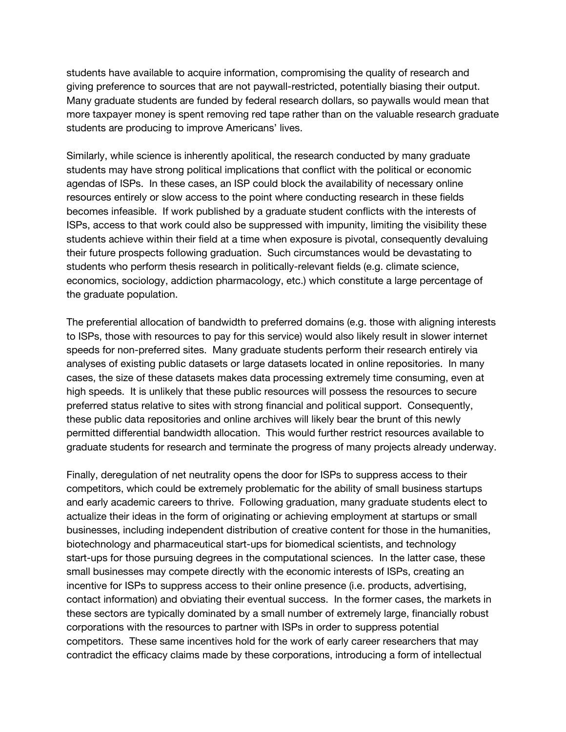students have available to acquire information, compromising the quality of research and giving preference to sources that are not paywall-restricted, potentially biasing their output. Many graduate students are funded by federal research dollars, so paywalls would mean that more taxpayer money is spent removing red tape rather than on the valuable research graduate students are producing to improve Americans' lives.

Similarly, while science is inherently apolitical, the research conducted by many graduate students may have strong political implications that conflict with the political or economic agendas of ISPs. In these cases, an ISP could block the availability of necessary online resources entirely or slow access to the point where conducting research in these fields becomes infeasible. If work published by a graduate student conflicts with the interests of ISPs, access to that work could also be suppressed with impunity, limiting the visibility these students achieve within their field at a time when exposure is pivotal, consequently devaluing their future prospects following graduation. Such circumstances would be devastating to students who perform thesis research in politically-relevant fields (e.g. climate science, economics, sociology, addiction pharmacology, etc.) which constitute a large percentage of the graduate population.

The preferential allocation of bandwidth to preferred domains (e.g. those with aligning interests to ISPs, those with resources to pay for this service) would also likely result in slower internet speeds for non-preferred sites. Many graduate students perform their research entirely via analyses of existing public datasets or large datasets located in online repositories. In many cases, the size of these datasets makes data processing extremely time consuming, even at high speeds. It is unlikely that these public resources will possess the resources to secure preferred status relative to sites with strong financial and political support. Consequently, these public data repositories and online archives will likely bear the brunt of this newly permitted differential bandwidth allocation. This would further restrict resources available to graduate students for research and terminate the progress of many projects already underway.

Finally, deregulation of net neutrality opens the door for ISPs to suppress access to their competitors, which could be extremely problematic for the ability of small business startups and early academic careers to thrive. Following graduation, many graduate students elect to actualize their ideas in the form of originating or achieving employment at startups or small businesses, including independent distribution of creative content for those in the humanities, biotechnology and pharmaceutical start-ups for biomedical scientists, and technology start-ups for those pursuing degrees in the computational sciences. In the latter case, these small businesses may compete directly with the economic interests of ISPs, creating an incentive for ISPs to suppress access to their online presence (i.e. products, advertising, contact information) and obviating their eventual success. In the former cases, the markets in these sectors are typically dominated by a small number of extremely large, financially robust corporations with the resources to partner with ISPs in order to suppress potential competitors. These same incentives hold for the work of early career researchers that may contradict the efficacy claims made by these corporations, introducing a form of intellectual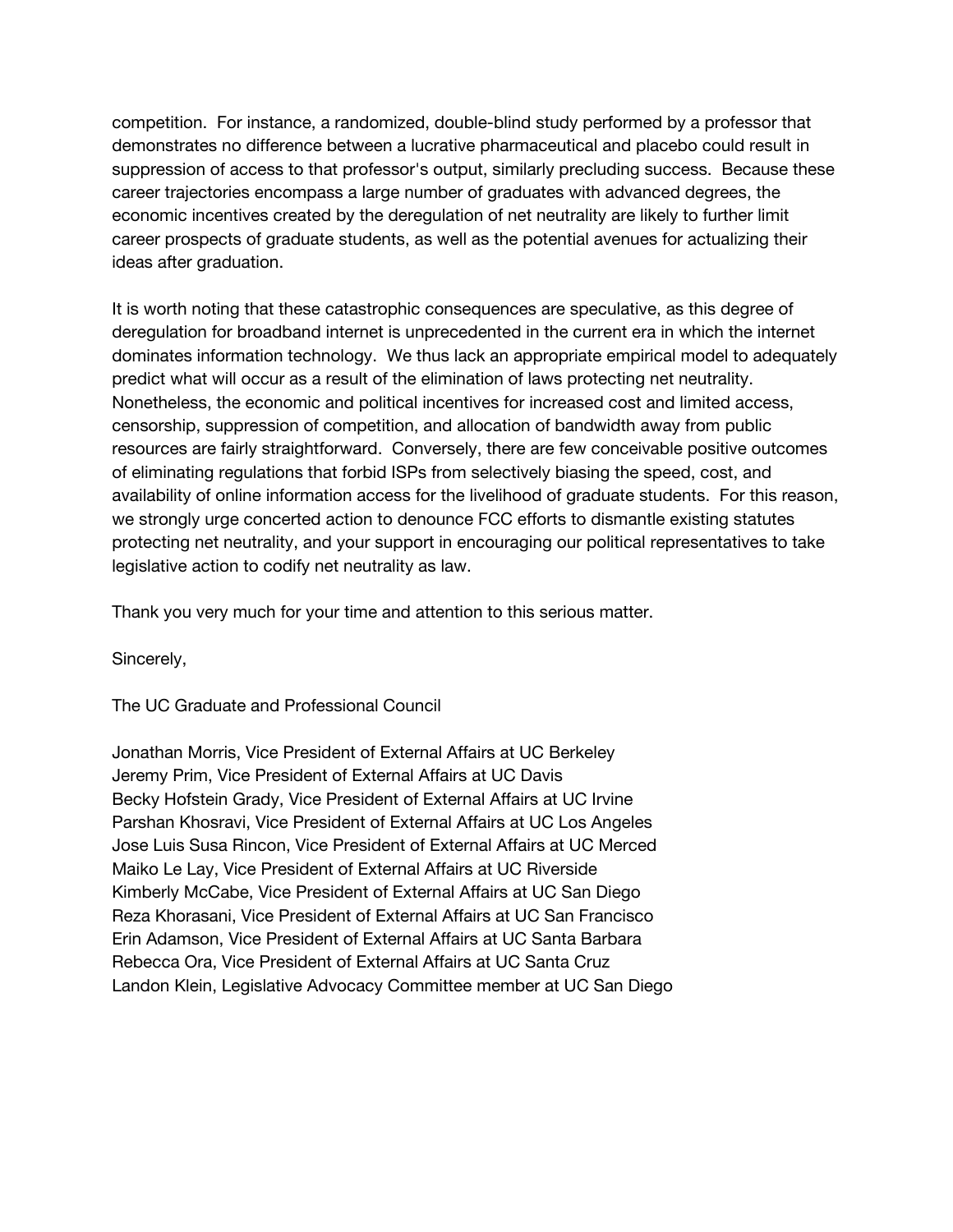competition. For instance, a randomized, double-blind study performed by a professor that demonstrates no difference between a lucrative pharmaceutical and placebo could result in suppression of access to that professor's output, similarly precluding success. Because these career trajectories encompass a large number of graduates with advanced degrees, the economic incentives created by the deregulation of net neutrality are likely to further limit career prospects of graduate students, as well as the potential avenues for actualizing their ideas after graduation.

It is worth noting that these catastrophic consequences are speculative, as this degree of deregulation for broadband internet is unprecedented in the current era in which the internet dominates information technology. We thus lack an appropriate empirical model to adequately predict what will occur as a result of the elimination of laws protecting net neutrality. Nonetheless, the economic and political incentives for increased cost and limited access, censorship, suppression of competition, and allocation of bandwidth away from public resources are fairly straightforward. Conversely, there are few conceivable positive outcomes of eliminating regulations that forbid ISPs from selectively biasing the speed, cost, and availability of online information access for the livelihood of graduate students. For this reason, we strongly urge concerted action to denounce FCC efforts to dismantle existing statutes protecting net neutrality, and your support in encouraging our political representatives to take legislative action to codify net neutrality as law.

Thank you very much for your time and attention to this serious matter.

Sincerely,

The UC Graduate and Professional Council

Jonathan Morris, Vice President of External Affairs at UC Berkeley
Jeremy Prim, Vice President of External Affairs at UC Davis
Becky Hofstein Grady, Vice President of External Affairs at UC Irvine
Parshan Khosravi, Vice President of External Affairs at UC Los Angeles
Jose Luis Susa Rincon, Vice President of External Affairs at UC Merced
Maiko Le Lay, Vice President of External Affairs at UC Riverside
Kimberly McCabe, Vice President of External Affairs at UC San Diego
Reza Khorasani, Vice President of External Affairs at UC San Francisco
Erin Adamson, Vice President of External Affairs at UC Santa Barbara
Rebecca Ora, Vice President of External Affairs at UC Santa Cruz
Landon Klein, Legislative Advocacy Committee member at UC San Diego